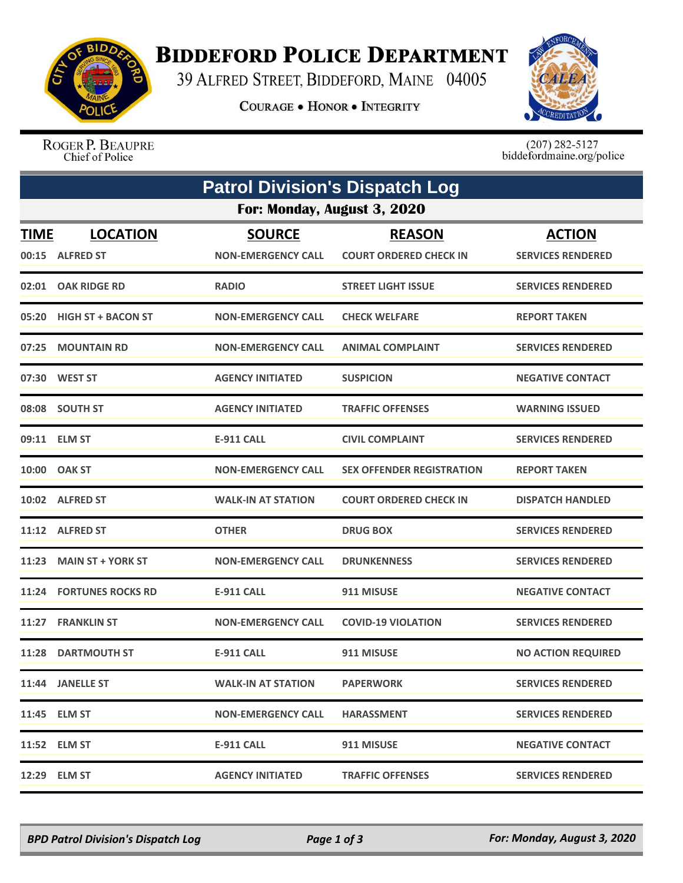# BIDDEFORD POLICE DEPARTMENT

39 ALFRED STREET, BIDDEFORD, MAINE 04005

COURAGE • HONOR • INTEGRITY

ROGER P. BEAUPRE
Chief of Police

(207) 282-5127
biddefordmaine.org/police

## Patrol Division's Dispatch Log

### For: Monday, August 3, 2020

| TIME | LOCATION | SOURCE | REASON | ACTION |
|---|---|---|---|---|
| 00:15 | ALFRED ST | NON-EMERGENCY CALL | COURT ORDERED CHECK IN | SERVICES RENDERED |
| 02:01 | OAK RIDGE RD | RADIO | STREET LIGHT ISSUE | SERVICES RENDERED |
| 05:20 | HIGH ST + BACON ST | NON-EMERGENCY CALL | CHECK WELFARE | REPORT TAKEN |
| 07:25 | MOUNTAIN RD | NON-EMERGENCY CALL | ANIMAL COMPLAINT | SERVICES RENDERED |
| 07:30 | WEST ST | AGENCY INITIATED | SUSPICION | NEGATIVE CONTACT |
| 08:08 | SOUTH ST | AGENCY INITIATED | TRAFFIC OFFENSES | WARNING ISSUED |
| 09:11 | ELM ST | E-911 CALL | CIVIL COMPLAINT | SERVICES RENDERED |
| 10:00 | OAK ST | NON-EMERGENCY CALL | SEX OFFENDER REGISTRATION | REPORT TAKEN |
| 10:02 | ALFRED ST | WALK-IN AT STATION | COURT ORDERED CHECK IN | DISPATCH HANDLED |
| 11:12 | ALFRED ST | OTHER | DRUG BOX | SERVICES RENDERED |
| 11:23 | MAIN ST + YORK ST | NON-EMERGENCY CALL | DRUNKENNESS | SERVICES RENDERED |
| 11:24 | FORTUNES ROCKS RD | E-911 CALL | 911 MISUSE | NEGATIVE CONTACT |
| 11:27 | FRANKLIN ST | NON-EMERGENCY CALL | COVID-19 VIOLATION | SERVICES RENDERED |
| 11:28 | DARTMOUTH ST | E-911 CALL | 911 MISUSE | NO ACTION REQUIRED |
| 11:44 | JANELLE ST | WALK-IN AT STATION | PAPERWORK | SERVICES RENDERED |
| 11:45 | ELM ST | NON-EMERGENCY CALL | HARASSMENT | SERVICES RENDERED |
| 11:52 | ELM ST | E-911 CALL | 911 MISUSE | NEGATIVE CONTACT |
| 12:29 | ELM ST | AGENCY INITIATED | TRAFFIC OFFENSES | SERVICES RENDERED |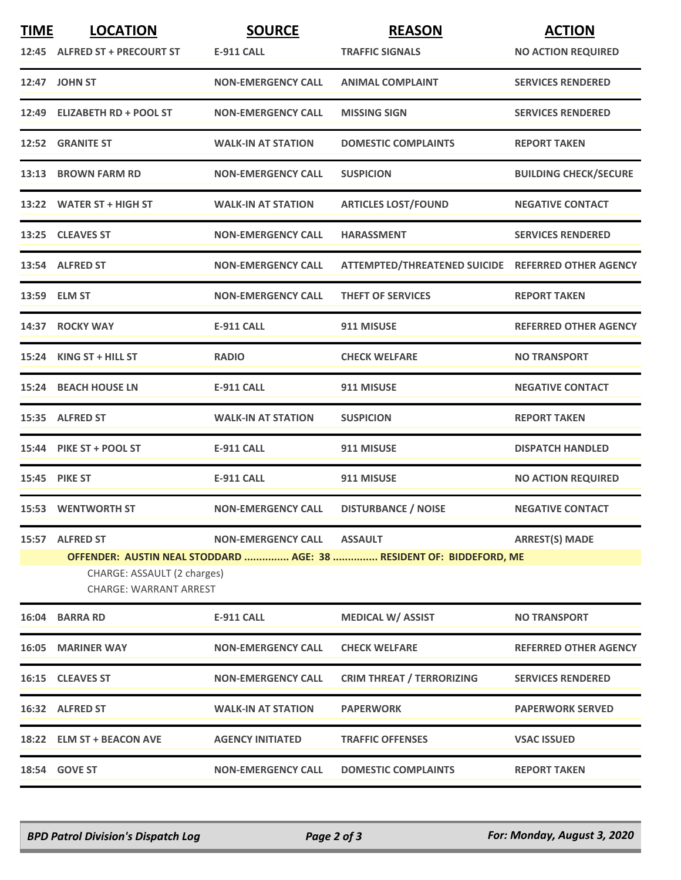| TIME | LOCATION | SOURCE | REASON | ACTION |
|---|---|---|---|---|
| 12:45 | ALFRED ST + PRECOURT ST | E-911 CALL | TRAFFIC SIGNALS | NO ACTION REQUIRED |
| 12:47 | JOHN ST | NON-EMERGENCY CALL | ANIMAL COMPLAINT | SERVICES RENDERED |
| 12:49 | ELIZABETH RD + POOL ST | NON-EMERGENCY CALL | MISSING SIGN | SERVICES RENDERED |
| 12:52 | GRANITE ST | WALK-IN AT STATION | DOMESTIC COMPLAINTS | REPORT TAKEN |
| 13:13 | BROWN FARM RD | NON-EMERGENCY CALL | SUSPICION | BUILDING CHECK/SECURE |
| 13:22 | WATER ST + HIGH ST | WALK-IN AT STATION | ARTICLES LOST/FOUND | NEGATIVE CONTACT |
| 13:25 | CLEAVES ST | NON-EMERGENCY CALL | HARASSMENT | SERVICES RENDERED |
| 13:54 | ALFRED ST | NON-EMERGENCY CALL | ATTEMPTED/THREATENED SUICIDE | REFERRED OTHER AGENCY |
| 13:59 | ELM ST | NON-EMERGENCY CALL | THEFT OF SERVICES | REPORT TAKEN |
| 14:37 | ROCKY WAY | E-911 CALL | 911 MISUSE | REFERRED OTHER AGENCY |
| 15:24 | KING ST + HILL ST | RADIO | CHECK WELFARE | NO TRANSPORT |
| 15:24 | BEACH HOUSE LN | E-911 CALL | 911 MISUSE | NEGATIVE CONTACT |
| 15:35 | ALFRED ST | WALK-IN AT STATION | SUSPICION | REPORT TAKEN |
| 15:44 | PIKE ST + POOL ST | E-911 CALL | 911 MISUSE | DISPATCH HANDLED |
| 15:45 | PIKE ST | E-911 CALL | 911 MISUSE | NO ACTION REQUIRED |
| 15:53 | WENTWORTH ST | NON-EMERGENCY CALL | DISTURBANCE / NOISE | NEGATIVE CONTACT |
| 15:57 | ALFRED ST | NON-EMERGENCY CALL | ASSAULT | ARREST(S) MADE |

**OFFENDER: AUSTIN NEAL STODDARD ............... AGE: 38 ............... RESIDENT OF: BIDDEFORD, ME**

CHARGE: ASSAULT (2 charges)
CHARGE: WARRANT ARREST

| TIME | LOCATION | SOURCE | REASON | ACTION |
|---|---|---|---|---|
| 16:04 | BARRA RD | E-911 CALL | MEDICAL W/ ASSIST | NO TRANSPORT |
| 16:05 | MARINER WAY | NON-EMERGENCY CALL | CHECK WELFARE | REFERRED OTHER AGENCY |
| 16:15 | CLEAVES ST | NON-EMERGENCY CALL | CRIM THREAT / TERRORIZING | SERVICES RENDERED |
| 16:32 | ALFRED ST | WALK-IN AT STATION | PAPERWORK | PAPERWORK SERVED |
| 18:22 | ELM ST + BEACON AVE | AGENCY INITIATED | TRAFFIC OFFENSES | VSAC ISSUED |
| 18:54 | GOVE ST | NON-EMERGENCY CALL | DOMESTIC COMPLAINTS | REPORT TAKEN |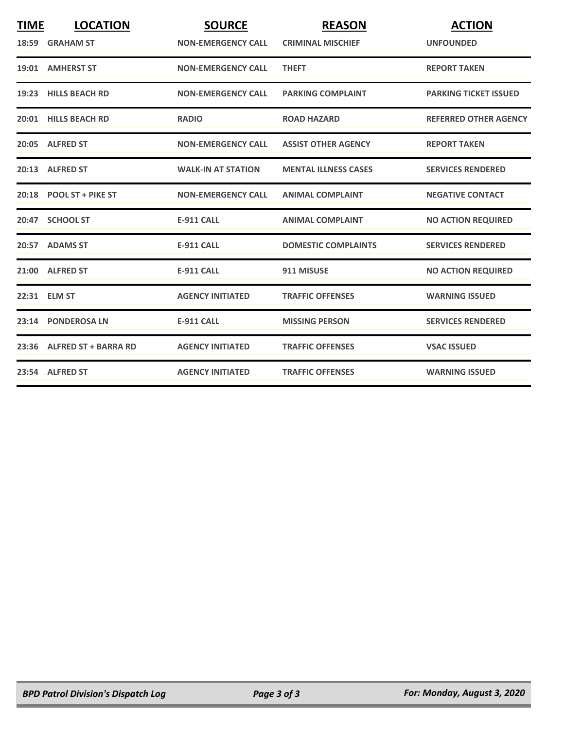| TIME | LOCATION | SOURCE | REASON | ACTION |
|---|---|---|---|---|
| 18:59 | GRAHAM ST | NON-EMERGENCY CALL | CRIMINAL MISCHIEF | UNFOUNDED |
| 19:01 | AMHERST ST | NON-EMERGENCY CALL | THEFT | REPORT TAKEN |
| 19:23 | HILLS BEACH RD | NON-EMERGENCY CALL | PARKING COMPLAINT | PARKING TICKET ISSUED |
| 20:01 | HILLS BEACH RD | RADIO | ROAD HAZARD | REFERRED OTHER AGENCY |
| 20:05 | ALFRED ST | NON-EMERGENCY CALL | ASSIST OTHER AGENCY | REPORT TAKEN |
| 20:13 | ALFRED ST | WALK-IN AT STATION | MENTAL ILLNESS CASES | SERVICES RENDERED |
| 20:18 | POOL ST + PIKE ST | NON-EMERGENCY CALL | ANIMAL COMPLAINT | NEGATIVE CONTACT |
| 20:47 | SCHOOL ST | E-911 CALL | ANIMAL COMPLAINT | NO ACTION REQUIRED |
| 20:57 | ADAMS ST | E-911 CALL | DOMESTIC COMPLAINTS | SERVICES RENDERED |
| 21:00 | ALFRED ST | E-911 CALL | 911 MISUSE | NO ACTION REQUIRED |
| 22:31 | ELM ST | AGENCY INITIATED | TRAFFIC OFFENSES | WARNING ISSUED |
| 23:14 | PONDEROSA LN | E-911 CALL | MISSING PERSON | SERVICES RENDERED |
| 23:36 | ALFRED ST + BARRA RD | AGENCY INITIATED | TRAFFIC OFFENSES | VSAC ISSUED |
| 23:54 | ALFRED ST | AGENCY INITIATED | TRAFFIC OFFENSES | WARNING ISSUED |